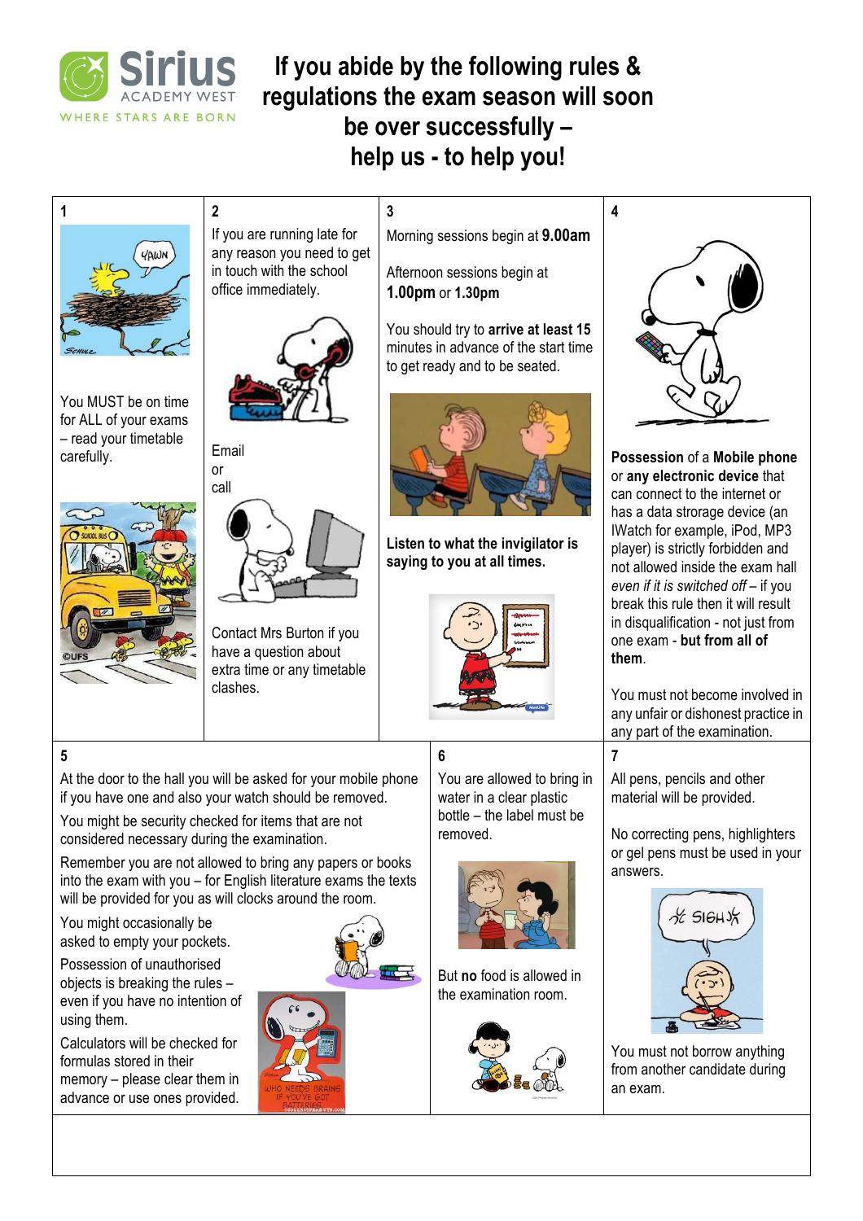Sirius ACADEMY WEST
WHERE STARS ARE BORN

# If you abide by the following rules & regulations the exam season will soon be over successfully – help us - to help you!

## 1

You MUST be on time for ALL of your exams – read your timetable carefully.

## 2

If you are running late for any reason you need to get in touch with the school office immediately.

Email
or
call

Contact Mrs Burton if you have a question about extra time or any timetable clashes.

## 3

Morning sessions begin at **9.00am**

Afternoon sessions begin at **1.00pm** or **1.30pm**

You should try to **arrive at least 15** minutes in advance of the start time to get ready and to be seated.

**Listen to what the invigilator is saying to you at all times.**

## 4

**Possession** of a **Mobile phone** or **any electronic device** that can connect to the internet or has a data storage device (an IWatch for example, iPod, MP3 player) is strictly forbidden and not allowed inside the exam hall *even if it is switched off* – if you break this rule then it will result in disqualification - not just from one exam - **but from all of them**.

You must not become involved in any unfair or dishonest practice in any part of the examination.

## 5

At the door to the hall you will be asked for your mobile phone if you have one and also your watch should be removed.

You might be security checked for items that are not considered necessary during the examination.

Remember you are not allowed to bring any papers or books into the exam with you – for English literature exams the texts will be provided for you as will clocks around the room.

You might occasionally be asked to empty your pockets.

Possession of unauthorised objects is breaking the rules – even if you have no intention of using them.

Calculators will be checked for formulas stored in their memory – please clear them in advance or use ones provided.

## 6

You are allowed to bring in water in a clear plastic bottle – the label must be removed.

But **no** food is allowed in the examination room.

## 7

All pens, pencils and other material will be provided.

No correcting pens, highlighters or gel pens must be used in your answers.

You must not borrow anything from another candidate during an exam.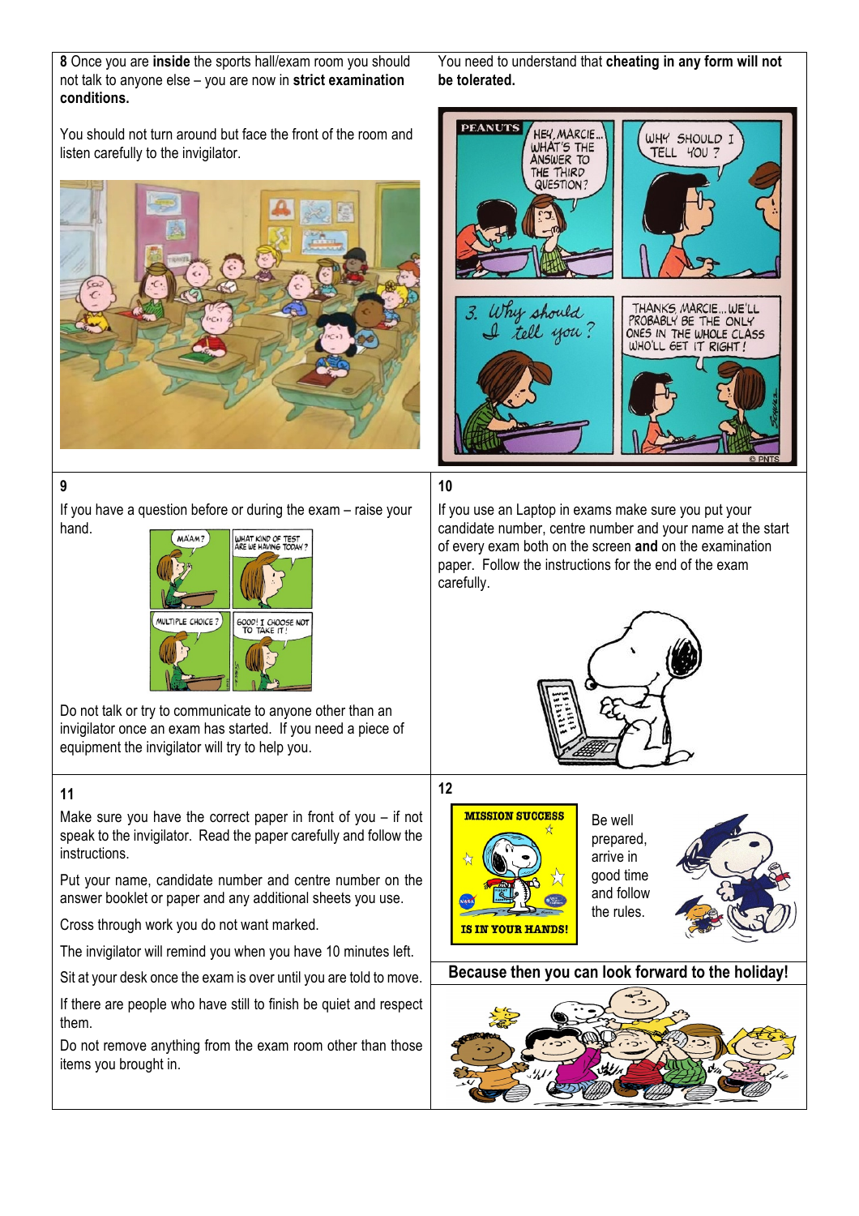**8** Once you are **inside** the sports hall/exam room you should not talk to anyone else – you are now in **strict examination conditions.**

You should not turn around but face the front of the room and listen carefully to the invigilator.

You need to understand that **cheating in any form will not be tolerated.**

**9**

If you have a question before or during the exam – raise your hand.

Do not talk or try to communicate to anyone other than an invigilator once an exam has started. If you need a piece of equipment the invigilator will try to help you.

**10**

If you use an Laptop in exams make sure you put your candidate number, centre number and your name at the start of every exam both on the screen **and** on the examination paper. Follow the instructions for the end of the exam carefully.

**11**

Make sure you have the correct paper in front of you – if not speak to the invigilator. Read the paper carefully and follow the instructions.

Put your name, candidate number and centre number on the answer booklet or paper and any additional sheets you use.

Cross through work you do not want marked.

The invigilator will remind you when you have 10 minutes left.

Sit at your desk once the exam is over until you are told to move.

If there are people who have still to finish be quiet and respect them.

Do not remove anything from the exam room other than those items you brought in.

**12**

Be well prepared, arrive in good time and follow the rules.

**Because then you can look forward to the holiday!**